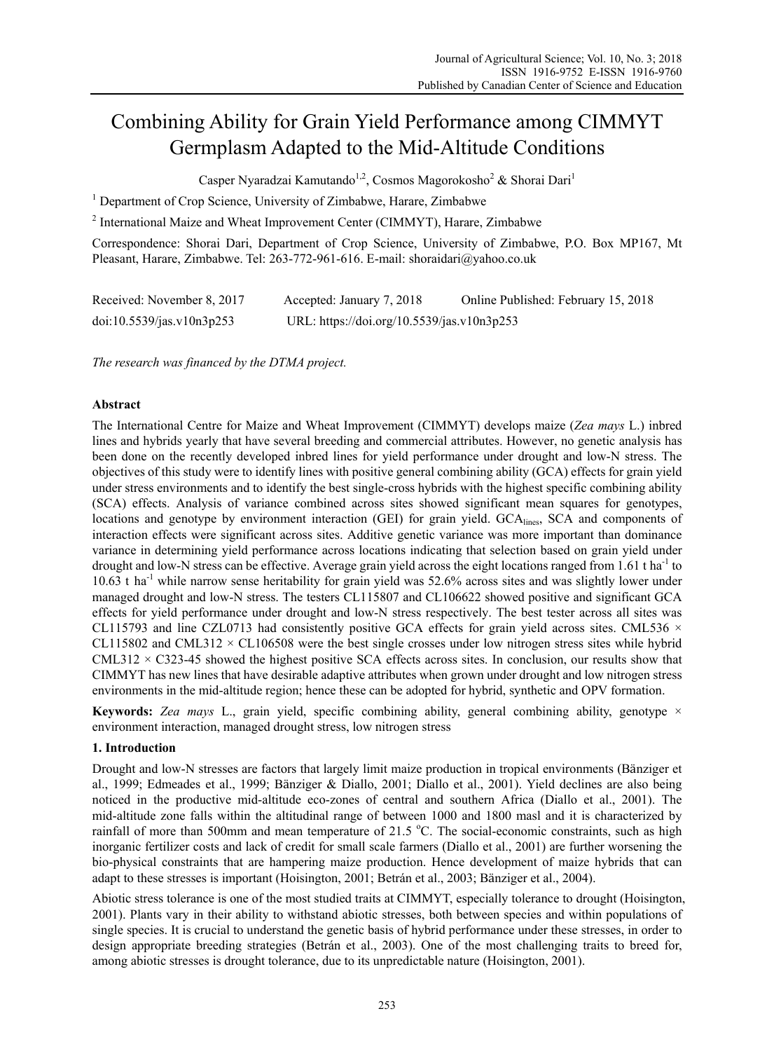# Combining Ability for Grain Yield Performance among CIMMYT Germplasm Adapted to the Mid-Altitude Conditions

Casper Nyaradzai Kamutando[1,2], Cosmos Magorokosho[2] & Shorai Dari[1]

[1] Department of Crop Science, University of Zimbabwe, Harare, Zimbabwe

[2] International Maize and Wheat Improvement Center (CIMMYT), Harare, Zimbabwe

Correspondence: Shorai Dari, Department of Crop Science, University of Zimbabwe, P.O. Box MP167, Mt Pleasant, Harare, Zimbabwe. Tel: 263-772-961-616. E-mail: shoraidari@yahoo.co.uk

Received: November 8, 2017 Accepted: January 7, 2018 Online Published: February 15, 2018

doi:10.5539/jas.v10n3p253 URL: https://doi.org/10.5539/jas.v10n3p253

*The research was financed by the DTMA project.*

## Abstract

The International Centre for Maize and Wheat Improvement (CIMMYT) develops maize (*Zea mays* L.) inbred lines and hybrids yearly that have several breeding and commercial attributes. However, no genetic analysis has been done on the recently developed inbred lines for yield performance under drought and low-N stress. The objectives of this study were to identify lines with positive general combining ability (GCA) effects for grain yield under stress environments and to identify the best single-cross hybrids with the highest specific combining ability (SCA) effects. Analysis of variance combined across sites showed significant mean squares for genotypes, locations and genotype by environment interaction (GEI) for grain yield. $GCA_{lines}$, SCA and components of interaction effects were significant across sites. Additive genetic variance was more important than dominance variance in determining yield performance across locations indicating that selection based on grain yield under drought and low-N stress can be effective. Average grain yield across the eight locations ranged from 1.61 t $ha^{-1}$ to 10.63 t $ha^{-1}$ while narrow sense heritability for grain yield was 52.6% across sites and was slightly lower under managed drought and low-N stress. The testers CL115807 and CL106622 showed positive and significant GCA effects for yield performance under drought and low-N stress respectively. The best tester across all sites was CL115793 and line CZL0713 had consistently positive GCA effects for grain yield across sites. CML536 × CL115802 and CML312 × CL106508 were the best single crosses under low nitrogen stress sites while hybrid CML312 × C323-45 showed the highest positive SCA effects across sites. In conclusion, our results show that CIMMYT has new lines that have desirable adaptive attributes when grown under drought and low nitrogen stress environments in the mid-altitude region; hence these can be adopted for hybrid, synthetic and OPV formation.

**Keywords:** *Zea mays* L., grain yield, specific combining ability, general combining ability, genotype × environment interaction, managed drought stress, low nitrogen stress

## 1. Introduction

Drought and low-N stresses are factors that largely limit maize production in tropical environments (Bänziger et al., 1999; Edmeades et al., 1999; Bänziger & Diallo, 2001; Diallo et al., 2001). Yield declines are also being noticed in the productive mid-altitude eco-zones of central and southern Africa (Diallo et al., 2001). The mid-altitude zone falls within the altitudinal range of between 1000 and 1800 masl and it is characterized by rainfall of more than 500mm and mean temperature of 21.5 °C. The social-economic constraints, such as high inorganic fertilizer costs and lack of credit for small scale farmers (Diallo et al., 2001) are further worsening the bio-physical constraints that are hampering maize production. Hence development of maize hybrids that can adapt to these stresses is important (Hoisington, 2001; Betrán et al., 2003; Bänziger et al., 2004).

Abiotic stress tolerance is one of the most studied traits at CIMMYT, especially tolerance to drought (Hoisington, 2001). Plants vary in their ability to withstand abiotic stresses, both between species and within populations of single species. It is crucial to understand the genetic basis of hybrid performance under these stresses, in order to design appropriate breeding strategies (Betrán et al., 2003). One of the most challenging traits to breed for, among abiotic stresses is drought tolerance, due to its unpredictable nature (Hoisington, 2001).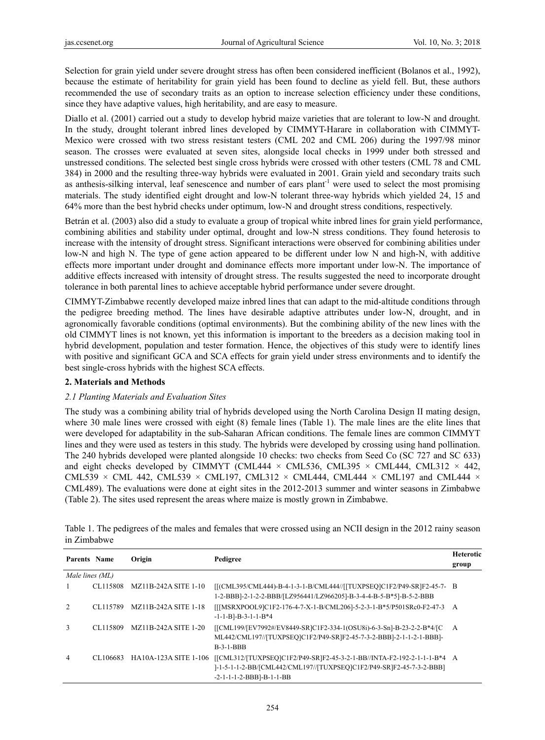Selection for grain yield under severe drought stress has often been considered inefficient (Bolanos et al., 1992), because the estimate of heritability for grain yield has been found to decline as yield fell. But, these authors recommended the use of secondary traits as an option to increase selection efficiency under these conditions, since they have adaptive values, high heritability, and are easy to measure.

Diallo et al. (2001) carried out a study to develop hybrid maize varieties that are tolerant to low-N and drought. In the study, drought tolerant inbred lines developed by CIMMYT-Harare in collaboration with CIMMYT-Mexico were crossed with two stress resistant testers (CML 202 and CML 206) during the 1997/98 minor season. The crosses were evaluated at seven sites, alongside local checks in 1999 under both stressed and unstressed conditions. The selected best single cross hybrids were crossed with other testers (CML 78 and CML 384) in 2000 and the resulting three-way hybrids were evaluated in 2001. Grain yield and secondary traits such as anthesis-silking interval, leaf senescence and number of ears plant$^{-1}$ were used to select the most promising materials. The study identified eight drought and low-N tolerant three-way hybrids which yielded 24, 15 and 64% more than the best hybrid checks under optimum, low-N and drought stress conditions, respectively.

Betrán et al. (2003) also did a study to evaluate a group of tropical white inbred lines for grain yield performance, combining abilities and stability under optimal, drought and low-N stress conditions. They found heterosis to increase with the intensity of drought stress. Significant interactions were observed for combining abilities under low-N and high N. The type of gene action appeared to be different under low N and high-N, with additive effects more important under drought and dominance effects more important under low-N. The importance of additive effects increased with intensity of drought stress. The results suggested the need to incorporate drought tolerance in both parental lines to achieve acceptable hybrid performance under severe drought.

CIMMYT-Zimbabwe recently developed maize inbred lines that can adapt to the mid-altitude conditions through the pedigree breeding method. The lines have desirable adaptive attributes under low-N, drought, and in agronomically favorable conditions (optimal environments). But the combining ability of the new lines with the old CIMMYT lines is not known, yet this information is important to the breeders as a decision making tool in hybrid development, population and tester formation. Hence, the objectives of this study were to identify lines with positive and significant GCA and SCA effects for grain yield under stress environments and to identify the best single-cross hybrids with the highest SCA effects.

## 2. Materials and Methods

### 2.1 Planting Materials and Evaluation Sites

The study was a combining ability trial of hybrids developed using the North Carolina Design II mating design, where 30 male lines were crossed with eight (8) female lines (Table 1). The male lines are the elite lines that were developed for adaptability in the sub-Saharan African conditions. The female lines are common CIMMYT lines and they were used as testers in this study. The hybrids were developed by crossing using hand pollination. The 240 hybrids developed were planted alongside 10 checks: two checks from Seed Co (SC 727 and SC 633) and eight checks developed by CIMMYT (CML444 × CML536, CML395 × CML444, CML312 × 442, CML539 × CML 442, CML539 × CML197, CML312 × CML444, CML444 × CML197 and CML444 × CML489). The evaluations were done at eight sites in the 2012-2013 summer and winter seasons in Zimbabwe (Table 2). The sites used represent the areas where maize is mostly grown in Zimbabwe.

Table 1. The pedigrees of the males and females that were crossed using an NCII design in the 2012 rainy season in Zimbabwe

| Parents | Name | Origin | Pedigree | Heterotic group |
|---|---|---|---|---|
| *Male lines (ML)* | | | | |
| 1 | CL115808 | MZ11B-242A SITE 1-10 | [[(CML395/CML444)-B-4-1-3-1-B/CML444//[[TUXPSEQ]C1F2/P49-SR]F2-45-7-1-2-BBB]-2-1-2-2-BBB/[LZ956441/LZ966205]-B-3-4-4-B-5-B*5]-B-5-2-BBB | B |
| 2 | CL115789 | MZ11B-242A SITE 1-18 | [[[MSRXPOOL9]C1F2-176-4-7-X-1-B/CML206]-5-2-3-1-B*5/P501SRc0-F2-47-3-1-1-B]-B-3-1-1-B*4 | A |
| 3 | CL115809 | MZ11B-242A SITE 1-20 | [[CML199/[EV7992#/EV8449-SR]C1F2-334-1(OSU8i)-6-3-Sn]-B-23-2-2-B*4/[CML442/CML197//[TUXPSEQ]C1F2/P49-SR]F2-45-7-3-2-BBB]-2-1-1-2-1-BBB]-B-3-1-BBB | A |
| 4 | CL106683 | HA10A-123A SITE 1-106 | [[CML312/[TUXPSEQ]C1F2/P49-SR]F2-45-3-2-1-BB//INTA-F2-192-2-1-1-1-B*4]-1-5-1-1-2-BB/[CML442/CML197//[TUXPSEQ]C1F2/P49-SR]F2-45-7-3-2-BBB]-2-1-1-1-2-BBB]-B-1-1-BB | A |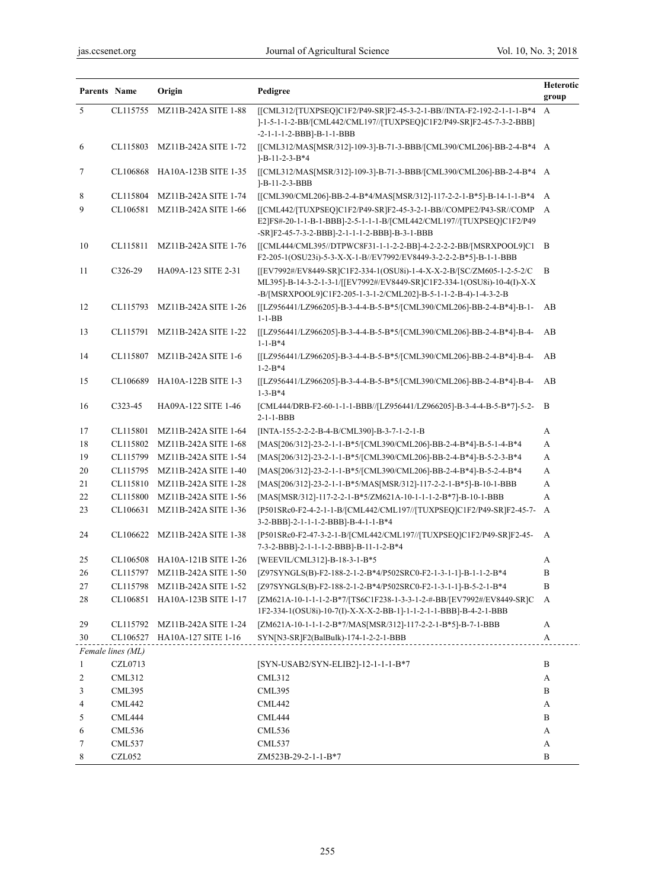| Parents | Name | Origin | Pedigree | Heterotic group |
|---|---|---|---|---|
| 5 | CL115755 | MZ11B-242A SITE 1-88 | [[CML312/[TUXPSEQ]C1F2/P49-SR]F2-45-3-2-1-BB//INTA-F2-192-2-1-1-1-B*4]-1-5-1-1-2-BB/[CML442/CML197//[TUXPSEQ]C1F2/P49-SR]F2-45-7-3-2-BBB]-2-1-1-1-2-BBB]-B-1-1-BBB | A |
| 6 | CL115803 | MZ11B-242A SITE 1-72 | [[CML312/MAS[MSR/312]-109-3]-B-71-3-BBB/[CML390/CML206]-BB-2-4-B*4]-B-11-2-3-B*4 | A |
| 7 | CL106868 | HA10A-123B SITE 1-35 | [[CML312/MAS[MSR/312]-109-3]-B-71-3-BBB/[CML390/CML206]-BB-2-4-B*4]-B-11-2-3-BBB | A |
| 8 | CL115804 | MZ11B-242A SITE 1-74 | [[CML390/CML206]-BB-2-4-B*4/MAS[MSR/312]-117-2-2-1-B*5]-B-14-1-1-B*4 | A |
| 9 | CL106581 | MZ11B-242A SITE 1-66 | [[CML442/[TUXPSEQ]C1F2/P49-SR]F2-45-3-2-1-BB//COMPE2/P43-SR//COMPE2]FS#-20-1-1-B-1-BBB]-2-5-1-1-1-B/[CML442/CML197//[TUXPSEQ]C1F2/P49-SR]F2-45-7-3-2-BBB]-2-1-1-1-2-BBB]-B-3-1-BBB | A |
| 10 | CL115811 | MZ11B-242A SITE 1-76 | [[CML444/CML395//DTPWC8F31-1-1-2-2-BB]-4-2-2-2-2-BB/[MSRXPOOL9]C1F2-205-1(OSU23i)-5-3-X-X-1-B//EV7992/EV8449-3-2-2-2-B*5]-B-1-1-BBB | B |
| 11 | C326-29 | HA09A-123 SITE 2-31 | [[EV7992#/EV8449-SR]C1F2-334-1(OSU8i)-1-4-X-X-2-B/[SC/ZM605-1-2-5-2/CML395]-B-14-3-2-1-3-1/[[EV7992#/EV8449-SR]C1F2-334-1(OSU8i)-10-4(I)-X-X-B/[MSRXPOOL9]C1F2-205-1-3-1-2/CML202]-B-5-1-1-2-B-4)-1-4-3-2-B | B |
| 12 | CL115793 | MZ11B-242A SITE 1-26 | [[LZ956441/LZ966205]-B-3-4-4-B-5-B*5/[CML390/CML206]-BB-2-4-B*4]-B-1-1-1-BB | AB |
| 13 | CL115791 | MZ11B-242A SITE 1-22 | [[LZ956441/LZ966205]-B-3-4-4-B-5-B*5/[CML390/CML206]-BB-2-4-B*4]-B-4-1-1-B*4 | AB |
| 14 | CL115807 | MZ11B-242A SITE 1-6 | [[LZ956441/LZ966205]-B-3-4-4-B-5-B*5/[CML390/CML206]-BB-2-4-B*4]-B-4-1-2-B*4 | AB |
| 15 | CL106689 | HA10A-122B SITE 1-3 | [[LZ956441/LZ966205]-B-3-4-4-B-5-B*5/[CML390/CML206]-BB-2-4-B*4]-B-4-1-3-B*4 | AB |
| 16 | C323-45 | HA09A-122 SITE 1-46 | [CML444/DRB-F2-60-1-1-1-BBB//[LZ956441/LZ966205]-B-3-4-4-B-5-B*7]-5-2-2-1-1-BBB | B |
| 17 | CL115801 | MZ11B-242A SITE 1-64 | [INTA-155-2-2-2-B-4-B/CML390]-B-3-7-1-2-1-B | A |
| 18 | CL115802 | MZ11B-242A SITE 1-68 | [MAS[206/312]-23-2-1-1-B*5/[CML390/CML206]-BB-2-4-B*4]-B-5-1-4-B*4 | A |
| 19 | CL115799 | MZ11B-242A SITE 1-54 | [MAS[206/312]-23-2-1-1-B*5/[CML390/CML206]-BB-2-4-B*4]-B-5-2-3-B*4 | A |
| 20 | CL115795 | MZ11B-242A SITE 1-40 | [MAS[206/312]-23-2-1-1-B*5/[CML390/CML206]-BB-2-4-B*4]-B-5-2-4-B*4 | A |
| 21 | CL115810 | MZ11B-242A SITE 1-28 | [MAS[206/312]-23-2-1-1-B*5/MAS[MSR/312]-117-2-2-1-B*5]-B-10-1-BBB | A |
| 22 | CL115800 | MZ11B-242A SITE 1-56 | [MAS[MSR/312]-117-2-2-1-B*5/ZM621A-10-1-1-1-2-B*7]-B-10-1-BBB | A |
| 23 | CL106631 | MZ11B-242A SITE 1-36 | [P501SRc0-F2-4-2-1-1-B/[CML442/CML197//[TUXPSEQ]C1F2/P49-SR]F2-45-7-3-2-BBB]-2-1-1-1-2-BBB]-B-4-1-1-B*4 | A |
| 24 | CL106622 | MZ11B-242A SITE 1-38 | [P501SRc0-F2-47-3-2-1-B/[CML442/CML197//[TUXPSEQ]C1F2/P49-SR]F2-45-7-3-2-BBB]-2-1-1-1-2-BBB]-B-11-1-2-B*4 | A |
| 25 | CL106508 | HA10A-121B SITE 1-26 | [WEEVIL/CML312]-B-18-3-1-B*5 | A |
| 26 | CL115797 | MZ11B-242A SITE 1-50 | [Z97SYNGLS(B)-F2-188-2-1-2-B*4/P502SRC0-F2-1-3-1-1]-B-1-1-2-B*4 | B |
| 27 | CL115798 | MZ11B-242A SITE 1-52 | [Z97SYNGLS(B)-F2-188-2-1-2-B*4/P502SRC0-F2-1-3-1-1]-B-5-2-1-B*4 | B |
| 28 | CL106851 | HA10A-123B SITE 1-17 | [ZM621A-10-1-1-1-2-B*7/[TS6C1F238-1-3-3-1-2-#-BB/[EV7992#/EV8449-SR]C1F2-334-1(OSU8i)-10-7(I)-X-X-X-2-BB-1]-1-1-2-1-1-BBB]-B-4-2-1-BBB | A |
| 29 | CL115792 | MZ11B-242A SITE 1-24 | [ZM621A-10-1-1-1-2-B*7/MAS[MSR/312]-117-2-2-1-B*5]-B-7-1-BBB | A |
| 30 | CL106527 | HA10A-127 SITE 1-16 | SYN[N3-SR]F2(BalBulk)-174-1-2-2-1-BBB | A |
| *Female lines (ML)* | | | | |
| 1 | CZL0713 | | [SYN-USAB2/SYN-ELIB2]-12-1-1-1-B*7 | B |
| 2 | CML312 | | CML312 | A |
| 3 | CML395 | | CML395 | B |
| 4 | CML442 | | CML442 | A |
| 5 | CML444 | | CML444 | B |
| 6 | CML536 | | CML536 | A |
| 7 | CML537 | | CML537 | A |
| 8 | CZL052 | | ZM523B-29-2-1-1-B*7 | B |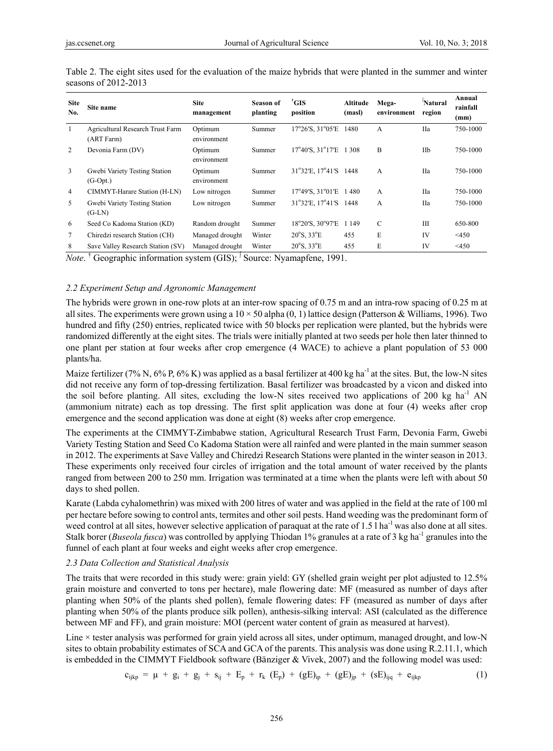Table 2. The eight sites used for the evaluation of the maize hybrids that were planted in the summer and winter seasons of 2012-2013

| Site No. | Site name | Site management | Season of planting | †GIS position | Altitude (masl) | Mega-environment | ∫Natural region | Annual rainfall (mm) |
|---|---|---|---|---|---|---|---|---|
| 1 | Agricultural Research Trust Farm (ART Farm) | Optimum environment | Summer | 17°26′S, 31°05′E | 1480 | A | IIa | 750-1000 |
| 2 | Devonia Farm (DV) | Optimum environment | Summer | 17°40′S, 31°17′E | 1 308 | B | IIb | 750-1000 |
| 3 | Gwebi Variety Testing Station (G-Opt.) | Optimum environment | Summer | 31°32′E, 17°41′S | 1448 | A | IIa | 750-1000 |
| 4 | CIMMYT-Harare Station (H-LN) | Low nitrogen | Summer | 17°49′S, 31°01′E | 1 480 | A | IIa | 750-1000 |
| 5 | Gwebi Variety Testing Station (G-LN) | Low nitrogen | Summer | 31°32′E, 17°41′S | 1448 | A | IIa | 750-1000 |
| 6 | Seed Co Kadoma Station (KD) | Random drought | Summer | 18°20′S, 30°97′E | 1 149 | C | III | 650-800 |
| 7 | Chiredzi research Station (CH) | Managed drought | Winter | 20°S, 33°E | 455 | E | IV | <450 |
| 8 | Save Valley Research Station (SV) | Managed drought | Winter | 20°S, 33°E | 455 | E | IV | <450 |

*Note*. † Geographic information system (GIS); ∫ Source: Nyamapfene, 1991.

### *2.2 Experiment Setup and Agronomic Management*

The hybrids were grown in one-row plots at an inter-row spacing of 0.75 m and an intra-row spacing of 0.25 m at all sites. The experiments were grown using a 10 × 50 alpha (0, 1) lattice design (Patterson & Williams, 1996). Two hundred and fifty (250) entries, replicated twice with 50 blocks per replication were planted, but the hybrids were randomized differently at the eight sites. The trials were initially planted at two seeds per hole then later thinned to one plant per station at four weeks after crop emergence (4 WACE) to achieve a plant population of 53 000 plants/ha.

Maize fertilizer (7% N, 6% P, 6% K) was applied as a basal fertilizer at 400 kg $ha^{-1}$ at the sites. But, the low-N sites did not receive any form of top-dressing fertilization. Basal fertilizer was broadcasted by a vicon and disked into the soil before planting. All sites, excluding the low-N sites received two applications of 200 kg $ha^{-1}$ AN (ammonium nitrate) each as top dressing. The first split application was done at four (4) weeks after crop emergence and the second application was done at eight (8) weeks after crop emergence.

The experiments at the CIMMYT-Zimbabwe station, Agricultural Research Trust Farm, Devonia Farm, Gwebi Variety Testing Station and Seed Co Kadoma Station were all rainfed and were planted in the main summer season in 2012. The experiments at Save Valley and Chiredzi Research Stations were planted in the winter season in 2013. These experiments only received four circles of irrigation and the total amount of water received by the plants ranged from between 200 to 250 mm. Irrigation was terminated at a time when the plants were left with about 50 days to shed pollen.

Karate (Labda cyhalomethrin) was mixed with 200 litres of water and was applied in the field at the rate of 100 ml per hectare before sowing to control ants, termites and other soil pests. Hand weeding was the predominant form of weed control at all sites, however selective application of paraquat at the rate of 1.5 l $ha^{-1}$ was also done at all sites. Stalk borer (*Buseola fusca*) was controlled by applying Thiodan 1% granules at a rate of 3 kg $ha^{-1}$ granules into the funnel of each plant at four weeks and eight weeks after crop emergence.

### *2.3 Data Collection and Statistical Analysis*

The traits that were recorded in this study were: grain yield: GY (shelled grain weight per plot adjusted to 12.5% grain moisture and converted to tons per hectare), male flowering date: MF (measured as number of days after planting when 50% of the plants shed pollen), female flowering dates: FF (measured as number of days after planting when 50% of the plants produce silk pollen), anthesis-silking interval: ASI (calculated as the difference between MF and FF), and grain moisture: MOI (percent water content of grain as measured at harvest).

Line × tester analysis was performed for grain yield across all sites, under optimum, managed drought, and low-N sites to obtain probability estimates of SCA and GCA of the parents. This analysis was done using R.2.11.1, which is embedded in the CIMMYT Fieldbook software (Bänziger & Vivek, 2007) and the following model was used:

$$c_{ijkp} = \mu + g_i + g_j + s_{ij} + E_p + r_k\ (E_p) + (gE)_{ip} + (gE)_{jp} + (sE)_{ijq} + e_{ijkp} \quad (1)$$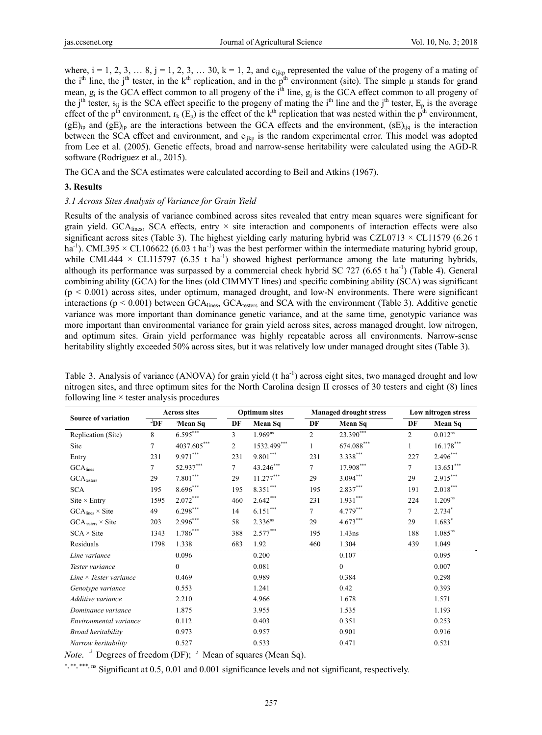where, $i = 1, 2, 3, \ldots 8$, $j = 1, 2, 3, \ldots 30$, $k = 1, 2$, and $c_{ijkp}$ represented the value of the progeny of a mating of the $i^{th}$ line, the $j^{th}$ tester, in the $k^{th}$ replication, and in the $p^{th}$ environment (site). The simple μ stands for grand mean, $g_i$ is the GCA effect common to all progeny of the $i^{th}$ line, $g_j$ is the GCA effect common to all progeny of the $j^{th}$ tester, $s_{ij}$ is the SCA effect specific to the progeny of mating the $i^{th}$ line and the $j^{th}$ tester, $E_p$ is the average effect of the $p^{th}$ environment, $r_k$ ($E_p$) is the effect of the $k^{th}$ replication that was nested within the $p^{th}$ environment, $(gE)_{ip}$ and $(gE)_{jp}$ are the interactions between the GCA effects and the environment, $(sE)_{ijq}$ is the interaction between the SCA effect and environment, and $e_{ijkp}$ is the random experimental error. This model was adopted from Lee et al. (2005). Genetic effects, broad and narrow-sense heritability were calculated using the AGD-R software (Rodríguez et al., 2015).

The GCA and the SCA estimates were calculated according to Beil and Atkins (1967).

## 3. Results

### *3.1 Across Sites Analysis of Variance for Grain Yield*

Results of the analysis of variance combined across sites revealed that entry mean squares were significant for grain yield. $GCA_{lines}$, SCA effects, entry × site interaction and components of interaction effects were also significant across sites (Table 3). The highest yielding early maturing hybrid was CZL0713 × CL11579 (6.26 t $ha^{-1}$). CML395 × CL106622 (6.03 t $ha^{-1}$) was the best performer within the intermediate maturing hybrid group, while CML444 × CL115797 (6.35 t $ha^{-1}$) showed highest performance among the late maturing hybrids, although its performance was surpassed by a commercial check hybrid SC 727 (6.65 t $ha^{-1}$) (Table 4). General combining ability (GCA) for the lines (old CIMMYT lines) and specific combining ability (SCA) was significant ($p < 0.001$) across sites, under optimum, managed drought, and low-N environments. There were significant interactions ($p < 0.001$) between $GCA_{lines}$, $GCA_{testers}$ and SCA with the environment (Table 3). Additive genetic variance was more important than dominance genetic variance, and at the same time, genotypic variance was more important than environmental variance for grain yield across sites, across managed drought, low nitrogen, and optimum sites. Grain yield performance was highly repeatable across all environments. Narrow-sense heritability slightly exceeded 50% across sites, but it was relatively low under managed drought sites (Table 3).

Table 3. Analysis of variance (ANOVA) for grain yield (t $ha^{-1}$) across eight sites, two managed drought and low nitrogen sites, and three optimum sites for the North Carolina design II crosses of 30 testers and eight (8) lines following line × tester analysis procedures

| Source of variation | Across sites | | Optimum sites | | Managed drought stress | | Low nitrogen stress | |
|---|---|---|---|---|---|---|---|---|
| | [J]DF | [a]Mean Sq | DF | Mean Sq | DF | Mean Sq | DF | Mean Sq |
| Replication (Site) | 8 | 6.595*** | 3 | 1.969ns | 2 | 23.390*** | 2 | 0.012ns |
| Site | 7 | 4037.605*** | 2 | 1532.499*** | 1 | 674.088*** | 1 | 16.178*** |
| Entry | 231 | 9.971*** | 231 | 9.801*** | 231 | 3.338*** | 227 | 2.496*** |
| $GCA_{lines}$ | 7 | 52.937*** | 7 | 43.246*** | 7 | 17.908*** | 7 | 13.651*** |
| $GCA_{testers}$ | 29 | 7.801*** | 29 | 11.277*** | 29 | 3.094*** | 29 | 2.915*** |
| SCA | 195 | 8.696*** | 195 | 8.351*** | 195 | 2.837*** | 191 | 2.018*** |
| Site × Entry | 1595 | 2.072*** | 460 | 2.642*** | 231 | 1.931*** | 224 | 1.209ns |
| $GCA_{lines}$ × Site | 49 | 6.298*** | 14 | 6.151*** | 7 | 4.779*** | 7 | 2.734* |
| $GCA_{testers}$ × Site | 203 | 2.996*** | 58 | 2.336ns | 29 | 4.673*** | 29 | 1.683* |
| SCA × Site | 1343 | 1.786*** | 388 | 2.577*** | 195 | 1.43ns | 188 | 1.085ns |
| Residuals | 1798 | 1.338 | 683 | 1.92 | 460 | 1.304 | 439 | 1.049 |
| *Line variance* | | 0.096 | | 0.200 | | 0.107 | | 0.095 |
| *Tester variance* | | 0 | | 0.081 | | 0 | | 0.007 |
| *Line × Tester variance* | | 0.469 | | 0.989 | | 0.384 | | 0.298 |
| *Genotype variance* | | 0.553 | | 1.241 | | 0.42 | | 0.393 |
| *Additive variance* | | 2.210 | | 4.966 | | 1.678 | | 1.571 |
| *Dominance variance* | | 1.875 | | 3.955 | | 1.535 | | 1.193 |
| *Environmental variance* | | 0.112 | | 0.403 | | 0.351 | | 0.253 |
| *Broad heritability* | | 0.973 | | 0.957 | | 0.901 | | 0.916 |
| *Narrow heritability* | | 0.527 | | 0.533 | | 0.471 | | 0.521 |

*Note.* [J] Degrees of freedom (DF); [a] Mean of squares (Mean Sq).

*, **, ***, ns Significant at 0.5, 0.01 and 0.001 significance levels and not significant, respectively.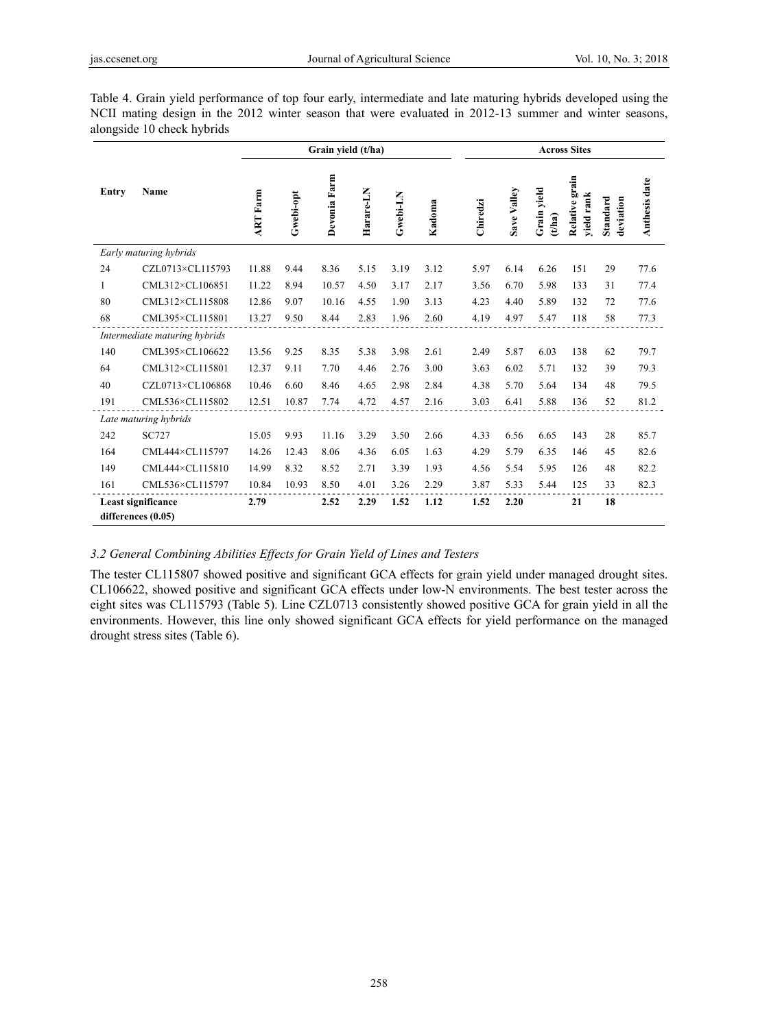Table 4. Grain yield performance of top four early, intermediate and late maturing hybrids developed using the NCII mating design in the 2012 winter season that were evaluated in 2012-13 summer and winter seasons, alongside 10 check hybrids

| Entry | Name | Grain yield (t/ha) | | | | | | | | Across Sites | | | |
|---|---|---|---|---|---|---|---|---|---|---|---|---|---|
| | | ART Farm | Gwebi-opt | Devonia Farm | Harare-LN | Gwebi-LN | Kadoma | Chiredzi | Save Valley | Grain yield (t/ha) | Relative grain yield rank | Standard deviation | Anthesis date |
| *Early maturing hybrids* | | | | | | | | | | | | | |
| 24 | CZL0713×CL115793 | 11.88 | 9.44 | 8.36 | 5.15 | 3.19 | 3.12 | 5.97 | 6.14 | 6.26 | 151 | 29 | 77.6 |
| 1 | CML312×CL106851 | 11.22 | 8.94 | 10.57 | 4.50 | 3.17 | 2.17 | 3.56 | 6.70 | 5.98 | 133 | 31 | 77.4 |
| 80 | CML312×CL115808 | 12.86 | 9.07 | 10.16 | 4.55 | 1.90 | 3.13 | 4.23 | 4.40 | 5.89 | 132 | 72 | 77.6 |
| 68 | CML395×CL115801 | 13.27 | 9.50 | 8.44 | 2.83 | 1.96 | 2.60 | 4.19 | 4.97 | 5.47 | 118 | 58 | 77.3 |
| *Intermediate maturing hybrids* | | | | | | | | | | | | | |
| 140 | CML395×CL106622 | 13.56 | 9.25 | 8.35 | 5.38 | 3.98 | 2.61 | 2.49 | 5.87 | 6.03 | 138 | 62 | 79.7 |
| 64 | CML312×CL115801 | 12.37 | 9.11 | 7.70 | 4.46 | 2.76 | 3.00 | 3.63 | 6.02 | 5.71 | 132 | 39 | 79.3 |
| 40 | CZL0713×CL106868 | 10.46 | 6.60 | 8.46 | 4.65 | 2.98 | 2.84 | 4.38 | 5.70 | 5.64 | 134 | 48 | 79.5 |
| 191 | CML536×CL115802 | 12.51 | 10.87 | 7.74 | 4.72 | 4.57 | 2.16 | 3.03 | 6.41 | 5.88 | 136 | 52 | 81.2 |
| *Late maturing hybrids* | | | | | | | | | | | | | |
| 242 | SC727 | 15.05 | 9.93 | 11.16 | 3.29 | 3.50 | 2.66 | 4.33 | 6.56 | 6.65 | 143 | 28 | 85.7 |
| 164 | CML444×CL115797 | 14.26 | 12.43 | 8.06 | 4.36 | 6.05 | 1.63 | 4.29 | 5.79 | 6.35 | 146 | 45 | 82.6 |
| 149 | CML444×CL115810 | 14.99 | 8.32 | 8.52 | 2.71 | 3.39 | 1.93 | 4.56 | 5.54 | 5.95 | 126 | 48 | 82.2 |
| 161 | CML536×CL115797 | 10.84 | 10.93 | 8.50 | 4.01 | 3.26 | 2.29 | 3.87 | 5.33 | 5.44 | 125 | 33 | 82.3 |
| **Least significance differences (0.05)** | | **2.79** | | **2.52** | **2.29** | **1.52** | **1.12** | **1.52** | **2.20** | | **21** | **18** | |

### *3.2 General Combining Abilities Effects for Grain Yield of Lines and Testers*

The tester CL115807 showed positive and significant GCA effects for grain yield under managed drought sites. CL106622, showed positive and significant GCA effects under low-N environments. The best tester across the eight sites was CL115793 (Table 5). Line CZL0713 consistently showed positive GCA for grain yield in all the environments. However, this line only showed significant GCA effects for yield performance on the managed drought stress sites (Table 6).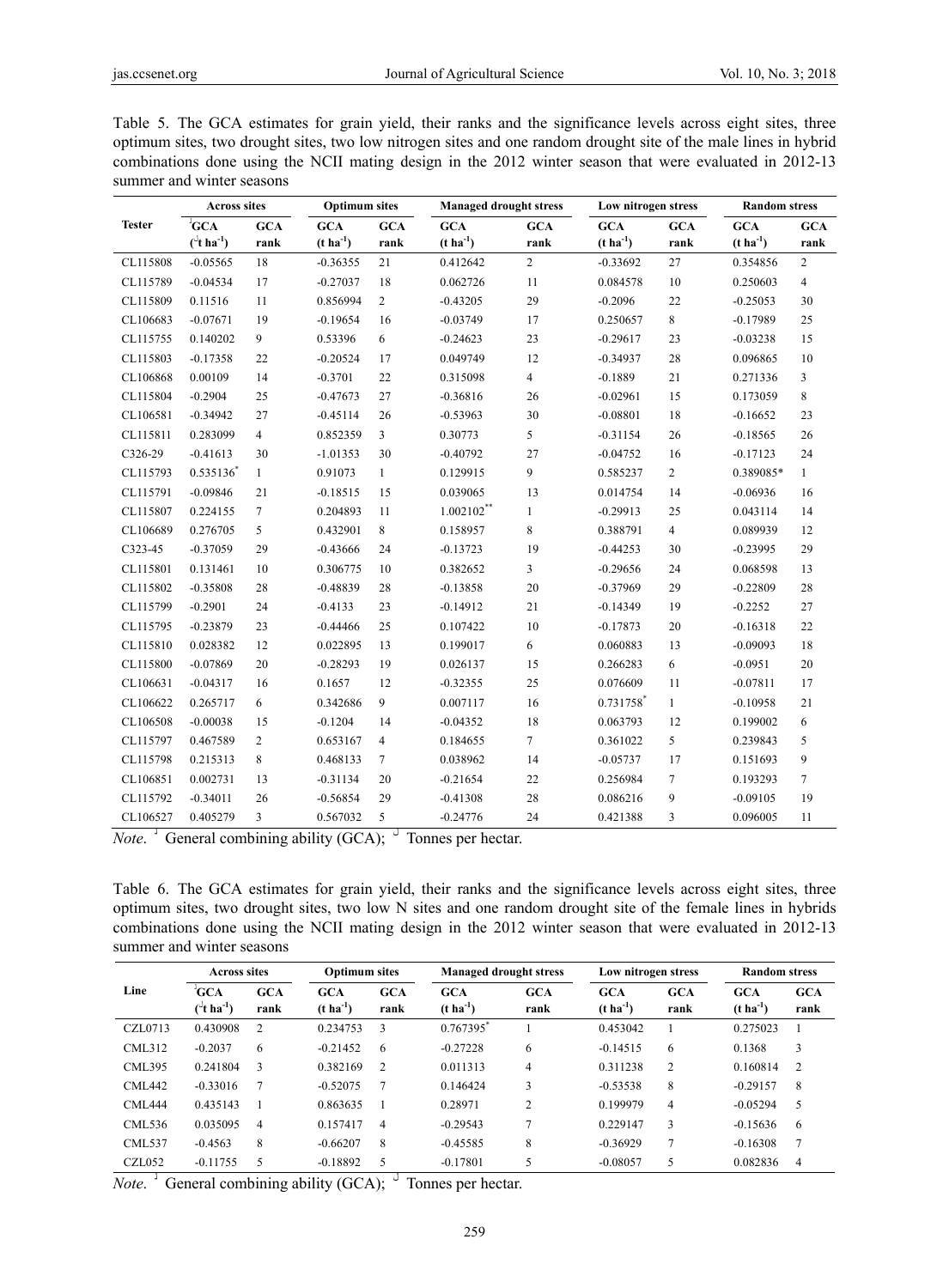Table 5. The GCA estimates for grain yield, their ranks and the significance levels across eight sites, three optimum sites, two drought sites, two low nitrogen sites and one random drought site of the male lines in hybrid combinations done using the NCII mating design in the 2012 winter season that were evaluated in 2012-13 summer and winter seasons

| Tester | Across sites | | Optimum sites | | Managed drought stress | | Low nitrogen stress | | Random stress | |
|---|---|---|---|---|---|---|---|---|---|---|
| | GCA (t ha$^{-1}$) | GCA rank | GCA (t ha$^{-1}$) | GCA rank | GCA (t ha$^{-1}$) | GCA rank | GCA (t ha$^{-1}$) | GCA rank | GCA (t ha$^{-1}$) | GCA rank |
| CL115808 | -0.05565 | 18 | -0.36355 | 21 | 0.412642 | 2 | -0.33692 | 27 | 0.354856 | 2 |
| CL115789 | -0.04534 | 17 | -0.27037 | 18 | 0.062726 | 11 | 0.084578 | 10 | 0.250603 | 4 |
| CL115809 | 0.11516 | 11 | 0.856994 | 2 | -0.43205 | 29 | -0.2096 | 22 | -0.25053 | 30 |
| CL106683 | -0.07671 | 19 | -0.19654 | 16 | -0.03749 | 17 | 0.250657 | 8 | -0.17989 | 25 |
| CL115755 | 0.140202 | 9 | 0.53396 | 6 | -0.24623 | 23 | -0.29617 | 23 | -0.03238 | 15 |
| CL115803 | -0.17358 | 22 | -0.20524 | 17 | 0.049749 | 12 | -0.34937 | 28 | 0.096865 | 10 |
| CL106868 | 0.00109 | 14 | -0.3701 | 22 | 0.315098 | 4 | -0.1889 | 21 | 0.271336 | 3 |
| CL115804 | -0.2904 | 25 | -0.47673 | 27 | -0.36816 | 26 | -0.02961 | 15 | 0.173059 | 8 |
| CL106581 | -0.34942 | 27 | -0.45114 | 26 | -0.53963 | 30 | -0.08801 | 18 | -0.16652 | 23 |
| CL115811 | 0.283099 | 4 | 0.852359 | 3 | 0.30773 | 5 | -0.31154 | 26 | -0.18565 | 26 |
| C326-29 | -0.41613 | 30 | -1.01353 | 30 | -0.40792 | 27 | -0.04752 | 16 | -0.17123 | 24 |
| CL115793 | 0.535136* | 1 | 0.91073 | 1 | 0.129915 | 9 | 0.585237 | 2 | 0.389085* | 1 |
| CL115791 | -0.09846 | 21 | -0.18515 | 15 | 0.039065 | 13 | 0.014754 | 14 | -0.06936 | 16 |
| CL115807 | 0.224155 | 7 | 0.204893 | 11 | 1.002102** | 1 | -0.29913 | 25 | 0.043114 | 14 |
| CL106689 | 0.276705 | 5 | 0.432901 | 8 | 0.158957 | 8 | 0.388791 | 4 | 0.089939 | 12 |
| C323-45 | -0.37059 | 29 | -0.43666 | 24 | -0.13723 | 19 | -0.44253 | 30 | -0.23995 | 29 |
| CL115801 | 0.131461 | 10 | 0.306775 | 10 | 0.382652 | 3 | -0.29656 | 24 | 0.068598 | 13 |
| CL115802 | -0.35808 | 28 | -0.48839 | 28 | -0.13858 | 20 | -0.37969 | 29 | -0.22809 | 28 |
| CL115799 | -0.2901 | 24 | -0.4133 | 23 | -0.14912 | 21 | -0.14349 | 19 | -0.2252 | 27 |
| CL115795 | -0.23879 | 23 | -0.44466 | 25 | 0.107422 | 10 | -0.17873 | 20 | -0.16318 | 22 |
| CL115810 | 0.028382 | 12 | 0.022895 | 13 | 0.199017 | 6 | 0.060883 | 13 | -0.09093 | 18 |
| CL115800 | -0.07869 | 20 | -0.28293 | 19 | 0.026137 | 15 | 0.266283 | 6 | -0.0951 | 20 |
| CL106631 | -0.04317 | 16 | 0.1657 | 12 | -0.32355 | 25 | 0.076609 | 11 | -0.07811 | 17 |
| CL106622 | 0.265717 | 6 | 0.342686 | 9 | 0.007117 | 16 | 0.731758* | 1 | -0.10958 | 21 |
| CL106508 | -0.00038 | 15 | -0.1204 | 14 | -0.04352 | 18 | 0.063793 | 12 | 0.199002 | 6 |
| CL115797 | 0.467589 | 2 | 0.653167 | 4 | 0.184655 | 7 | 0.361022 | 5 | 0.239843 | 5 |
| CL115798 | 0.215313 | 8 | 0.468133 | 7 | 0.038962 | 14 | -0.05737 | 17 | 0.151693 | 9 |
| CL106851 | 0.002731 | 13 | -0.31134 | 20 | -0.21654 | 22 | 0.256984 | 7 | 0.193293 | 7 |
| CL115792 | -0.34011 | 26 | -0.56854 | 29 | -0.41308 | 28 | 0.086216 | 9 | -0.09105 | 19 |
| CL106527 | 0.405279 | 3 | 0.567032 | 5 | -0.24776 | 24 | 0.421388 | 3 | 0.096005 | 11 |

*Note*. General combining ability (GCA); Tonnes per hectar.

Table 6. The GCA estimates for grain yield, their ranks and the significance levels across eight sites, three optimum sites, two drought sites, two low N sites and one random drought site of the female lines in hybrids combinations done using the NCII mating design in the 2012 winter season that were evaluated in 2012-13 summer and winter seasons

| Line | Across sites | | Optimum sites | | Managed drought stress | | Low nitrogen stress | | Random stress | |
|---|---|---|---|---|---|---|---|---|---|---|
| | GCA (t ha$^{-1}$) | GCA rank | GCA (t ha$^{-1}$) | GCA rank | GCA (t ha$^{-1}$) | GCA rank | GCA (t ha$^{-1}$) | GCA rank | GCA (t ha$^{-1}$) | GCA rank |
| CZL0713 | 0.430908 | 2 | 0.234753 | 3 | 0.767395* | 1 | 0.453042 | 1 | 0.275023 | 1 |
| CML312 | -0.2037 | 6 | -0.21452 | 6 | -0.27228 | 6 | -0.14515 | 6 | 0.1368 | 3 |
| CML395 | 0.241804 | 3 | 0.382169 | 2 | 0.011313 | 4 | 0.311238 | 2 | 0.160814 | 2 |
| CML442 | -0.33016 | 7 | -0.52075 | 7 | 0.146424 | 3 | -0.53538 | 8 | -0.29157 | 8 |
| CML444 | 0.435143 | 1 | 0.863635 | 1 | 0.28971 | 2 | 0.199979 | 4 | -0.05294 | 5 |
| CML536 | 0.035095 | 4 | 0.157417 | 4 | -0.29543 | 7 | 0.229147 | 3 | -0.15636 | 6 |
| CML537 | -0.4563 | 8 | -0.66207 | 8 | -0.45585 | 8 | -0.36929 | 7 | -0.16308 | 7 |
| CZL052 | -0.11755 | 5 | -0.18892 | 5 | -0.17801 | 5 | -0.08057 | 5 | 0.082836 | 4 |

*Note*. General combining ability (GCA); Tonnes per hectar.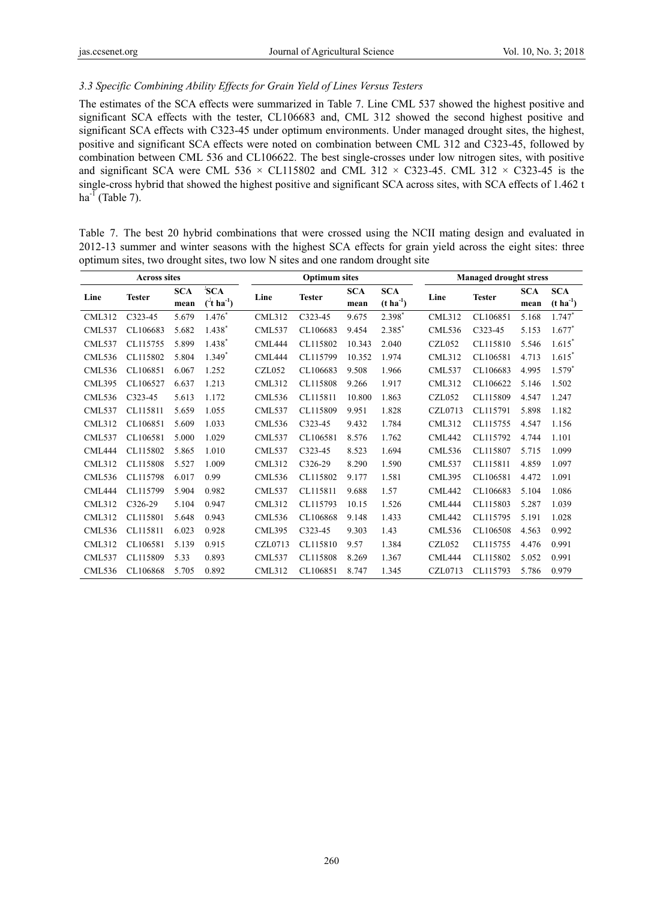### 3.3 Specific Combining Ability Effects for Grain Yield of Lines Versus Testers

The estimates of the SCA effects were summarized in Table 7. Line CML 537 showed the highest positive and significant SCA effects with the tester, CL106683 and, CML 312 showed the second highest positive and significant SCA effects with C323-45 under optimum environments. Under managed drought sites, the highest, positive and significant SCA effects were noted on combination between CML 312 and C323-45, followed by combination between CML 536 and CL106622. The best single-crosses under low nitrogen sites, with positive and significant SCA were CML 536 × CL115802 and CML 312 × C323-45. CML 312 × C323-45 is the single-cross hybrid that showed the highest positive and significant SCA across sites, with SCA effects of 1.462 t ha$^{-1}$ (Table 7).

Table 7. The best 20 hybrid combinations that were crossed using the NCII mating design and evaluated in 2012-13 summer and winter seasons with the highest SCA effects for grain yield across the eight sites: three optimum sites, two drought sites, two low N sites and one random drought site

| Across sites | | | | Optimum sites | | | | Managed drought stress | | | |
|---|---|---|---|---|---|---|---|---|---|---|---|
| Line | Tester | SCA mean | SCA (t ha$^{-1}$) | Line | Tester | SCA mean | SCA (t ha$^{-1}$) | Line | Tester | SCA mean | SCA (t ha$^{-1}$) |
| CML312 | C323-45 | 5.679 | 1.476* | CML312 | C323-45 | 9.675 | 2.398* | CML312 | CL106851 | 5.168 | 1.747* |
| CML537 | CL106683 | 5.682 | 1.438* | CML537 | CL106683 | 9.454 | 2.385* | CML536 | C323-45 | 5.153 | 1.677* |
| CML537 | CL115755 | 5.899 | 1.438* | CML444 | CL115802 | 10.343 | 2.040 | CZL052 | CL115810 | 5.546 | 1.615* |
| CML536 | CL115802 | 5.804 | 1.349* | CML444 | CL115799 | 10.352 | 1.974 | CML312 | CL106581 | 4.713 | 1.615* |
| CML536 | CL106851 | 6.067 | 1.252 | CZL052 | CL106683 | 9.508 | 1.966 | CML537 | CL106683 | 4.995 | 1.579* |
| CML395 | CL106527 | 6.637 | 1.213 | CML312 | CL115808 | 9.266 | 1.917 | CML312 | CL106622 | 5.146 | 1.502 |
| CML536 | C323-45 | 5.613 | 1.172 | CML536 | CL115811 | 10.800 | 1.863 | CZL052 | CL115809 | 4.547 | 1.247 |
| CML537 | CL115811 | 5.659 | 1.055 | CML537 | CL115809 | 9.951 | 1.828 | CZL0713 | CL115791 | 5.898 | 1.182 |
| CML312 | CL106851 | 5.609 | 1.033 | CML536 | C323-45 | 9.432 | 1.784 | CML312 | CL115755 | 4.547 | 1.156 |
| CML537 | CL106581 | 5.000 | 1.029 | CML537 | CL106581 | 8.576 | 1.762 | CML442 | CL115792 | 4.744 | 1.101 |
| CML444 | CL115802 | 5.865 | 1.010 | CML537 | C323-45 | 8.523 | 1.694 | CML536 | CL115807 | 5.715 | 1.099 |
| CML312 | CL115808 | 5.527 | 1.009 | CML312 | C326-29 | 8.290 | 1.590 | CML537 | CL115811 | 4.859 | 1.097 |
| CML536 | CL115798 | 6.017 | 0.99 | CML536 | CL115802 | 9.177 | 1.581 | CML395 | CL106581 | 4.472 | 1.091 |
| CML444 | CL115799 | 5.904 | 0.982 | CML537 | CL115811 | 9.688 | 1.57 | CML442 | CL106683 | 5.104 | 1.086 |
| CML312 | C326-29 | 5.104 | 0.947 | CML312 | CL115793 | 10.15 | 1.526 | CML444 | CL115803 | 5.287 | 1.039 |
| CML312 | CL115801 | 5.648 | 0.943 | CML536 | CL106868 | 9.148 | 1.433 | CML442 | CL115795 | 5.191 | 1.028 |
| CML536 | CL115811 | 6.023 | 0.928 | CML395 | C323-45 | 9.303 | 1.43 | CML536 | CL106508 | 4.563 | 0.992 |
| CML312 | CL106581 | 5.139 | 0.915 | CZL0713 | CL115810 | 9.57 | 1.384 | CZL052 | CL115755 | 4.476 | 0.991 |
| CML537 | CL115809 | 5.33 | 0.893 | CML537 | CL115808 | 8.269 | 1.367 | CML444 | CL115802 | 5.052 | 0.991 |
| CML536 | CL106868 | 5.705 | 0.892 | CML312 | CL106851 | 8.747 | 1.345 | CZL0713 | CL115793 | 5.786 | 0.979 |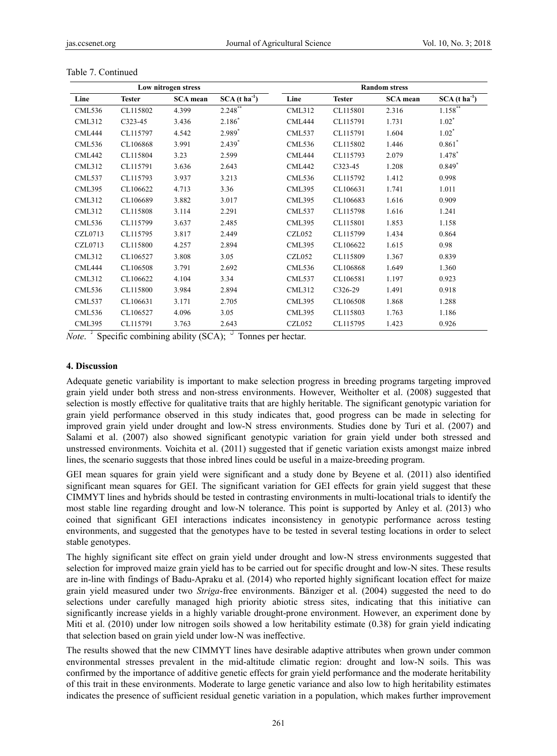Table 7. Continued

| Low nitrogen stress | | | | Random stress | | | |
|---|---|---|---|---|---|---|---|
| Line | Tester | SCA mean | SCA (t ha$^{-1}$) | Line | Tester | SCA mean | SCA (t ha$^{-1}$) |
| CML536 | CL115802 | 4.399 | 2.248$^{**}$ | CML312 | CL115801 | 2.316 | 1.158$^{**}$ |
| CML312 | C323-45 | 3.436 | 2.186$^{*}$ | CML444 | CL115791 | 1.731 | 1.02$^{*}$ |
| CML444 | CL115797 | 4.542 | 2.989$^{*}$ | CML537 | CL115791 | 1.604 | 1.02$^{*}$ |
| CML536 | CL106868 | 3.991 | 2.439$^{*}$ | CML536 | CL115802 | 1.446 | 0.861$^{*}$ |
| CML442 | CL115804 | 3.23 | 2.599 | CML444 | CL115793 | 2.079 | 1.478$^{*}$ |
| CML312 | CL115791 | 3.636 | 2.643 | CML442 | C323-45 | 1.208 | 0.849$^{*}$ |
| CML537 | CL115793 | 3.937 | 3.213 | CML536 | CL115792 | 1.412 | 0.998 |
| CML395 | CL106622 | 4.713 | 3.36 | CML395 | CL106631 | 1.741 | 1.011 |
| CML312 | CL106689 | 3.882 | 3.017 | CML395 | CL106683 | 1.616 | 0.909 |
| CML312 | CL115808 | 3.114 | 2.291 | CML537 | CL115798 | 1.616 | 1.241 |
| CML536 | CL115799 | 3.637 | 2.485 | CML395 | CL115801 | 1.853 | 1.158 |
| CZL0713 | CL115795 | 3.817 | 2.449 | CZL052 | CL115799 | 1.434 | 0.864 |
| CZL0713 | CL115800 | 4.257 | 2.894 | CML395 | CL106622 | 1.615 | 0.98 |
| CML312 | CL106527 | 3.808 | 3.05 | CZL052 | CL115809 | 1.367 | 0.839 |
| CML444 | CL106508 | 3.791 | 2.692 | CML536 | CL106868 | 1.649 | 1.360 |
| CML312 | CL106622 | 4.104 | 3.34 | CML537 | CL106581 | 1.197 | 0.923 |
| CML536 | CL115800 | 3.984 | 2.894 | CML312 | C326-29 | 1.491 | 0.918 |
| CML537 | CL106631 | 3.171 | 2.705 | CML395 | CL106508 | 1.868 | 1.288 |
| CML536 | CL106527 | 4.096 | 3.05 | CML395 | CL115803 | 1.763 | 1.186 |
| CML395 | CL115791 | 3.763 | 2.643 | CZL052 | CL115795 | 1.423 | 0.926 |

*Note*. [1] Specific combining ability (SCA); [2] Tonnes per hectar.

## 4. Discussion

Adequate genetic variability is important to make selection progress in breeding programs targeting improved grain yield under both stress and non-stress environments. However, Weitholter et al. (2008) suggested that selection is mostly effective for qualitative traits that are highly heritable. The significant genotypic variation for grain yield performance observed in this study indicates that, good progress can be made in selecting for improved grain yield under drought and low-N stress environments. Studies done by Turi et al. (2007) and Salami et al. (2007) also showed significant genotypic variation for grain yield under both stressed and unstressed environments. Voichita et al. (2011) suggested that if genetic variation exists amongst maize inbred lines, the scenario suggests that those inbred lines could be useful in a maize-breeding program.

GEI mean squares for grain yield were significant and a study done by Beyene et al. (2011) also identified significant mean squares for GEI. The significant variation for GEI effects for grain yield suggest that these CIMMYT lines and hybrids should be tested in contrasting environments in multi-locational trials to identify the most stable line regarding drought and low-N tolerance. This point is supported by Anley et al. (2013) who coined that significant GEI interactions indicates inconsistency in genotypic performance across testing environments, and suggested that the genotypes have to be tested in several testing locations in order to select stable genotypes.

The highly significant site effect on grain yield under drought and low-N stress environments suggested that selection for improved maize grain yield has to be carried out for specific drought and low-N sites. These results are in-line with findings of Badu-Apraku et al. (2014) who reported highly significant location effect for maize grain yield measured under two *Striga*-free environments. Bänziger et al. (2004) suggested the need to do selections under carefully managed high priority abiotic stress sites, indicating that this initiative can significantly increase yields in a highly variable drought-prone environment. However, an experiment done by Miti et al. (2010) under low nitrogen soils showed a low heritability estimate (0.38) for grain yield indicating that selection based on grain yield under low-N was ineffective.

The results showed that the new CIMMYT lines have desirable adaptive attributes when grown under common environmental stresses prevalent in the mid-altitude climatic region: drought and low-N soils. This was confirmed by the importance of additive genetic effects for grain yield performance and the moderate heritability of this trait in these environments. Moderate to large genetic variance and also low to high heritability estimates indicates the presence of sufficient residual genetic variation in a population, which makes further improvement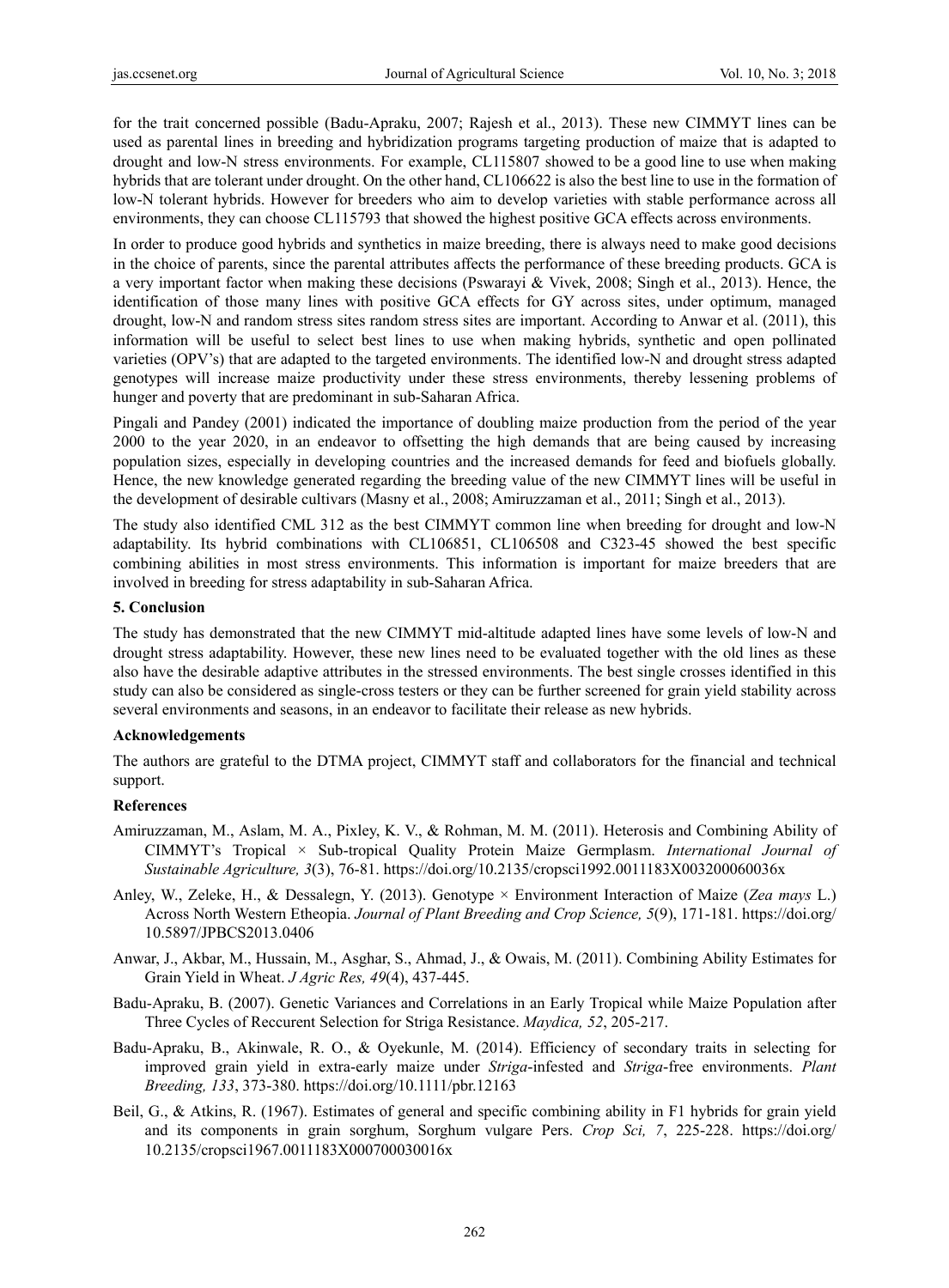for the trait concerned possible (Badu-Apraku, 2007; Rajesh et al., 2013). These new CIMMYT lines can be used as parental lines in breeding and hybridization programs targeting production of maize that is adapted to drought and low-N stress environments. For example, CL115807 showed to be a good line to use when making hybrids that are tolerant under drought. On the other hand, CL106622 is also the best line to use in the formation of low-N tolerant hybrids. However for breeders who aim to develop varieties with stable performance across all environments, they can choose CL115793 that showed the highest positive GCA effects across environments.

In order to produce good hybrids and synthetics in maize breeding, there is always need to make good decisions in the choice of parents, since the parental attributes affects the performance of these breeding products. GCA is a very important factor when making these decisions (Pswarayi & Vivek, 2008; Singh et al., 2013). Hence, the identification of those many lines with positive GCA effects for GY across sites, under optimum, managed drought, low-N and random stress sites random stress sites are important. According to Anwar et al. (2011), this information will be useful to select best lines to use when making hybrids, synthetic and open pollinated varieties (OPV's) that are adapted to the targeted environments. The identified low-N and drought stress adapted genotypes will increase maize productivity under these stress environments, thereby lessening problems of hunger and poverty that are predominant in sub-Saharan Africa.

Pingali and Pandey (2001) indicated the importance of doubling maize production from the period of the year 2000 to the year 2020, in an endeavor to offsetting the high demands that are being caused by increasing population sizes, especially in developing countries and the increased demands for feed and biofuels globally. Hence, the new knowledge generated regarding the breeding value of the new CIMMYT lines will be useful in the development of desirable cultivars (Masny et al., 2008; Amiruzzaman et al., 2011; Singh et al., 2013).

The study also identified CML 312 as the best CIMMYT common line when breeding for drought and low-N adaptability. Its hybrid combinations with CL106851, CL106508 and C323-45 showed the best specific combining abilities in most stress environments. This information is important for maize breeders that are involved in breeding for stress adaptability in sub-Saharan Africa.

## 5. Conclusion

The study has demonstrated that the new CIMMYT mid-altitude adapted lines have some levels of low-N and drought stress adaptability. However, these new lines need to be evaluated together with the old lines as these also have the desirable adaptive attributes in the stressed environments. The best single crosses identified in this study can also be considered as single-cross testers or they can be further screened for grain yield stability across several environments and seasons, in an endeavor to facilitate their release as new hybrids.

### Acknowledgements

The authors are grateful to the DTMA project, CIMMYT staff and collaborators for the financial and technical support.

### References

Amiruzzaman, M., Aslam, M. A., Pixley, K. V., & Rohman, M. M. (2011). Heterosis and Combining Ability of CIMMYT's Tropical × Sub-tropical Quality Protein Maize Germplasm. *International Journal of Sustainable Agriculture, 3*(3), 76-81. https://doi.org/10.2135/cropsci1992.0011183X003200060036x

Anley, W., Zeleke, H., & Dessalegn, Y. (2013). Genotype × Environment Interaction of Maize (*Zea mays* L.) Across North Western Etheopia. *Journal of Plant Breeding and Crop Science, 5*(9), 171-181. https://doi.org/10.5897/JPBCS2013.0406

Anwar, J., Akbar, M., Hussain, M., Asghar, S., Ahmad, J., & Owais, M. (2011). Combining Ability Estimates for Grain Yield in Wheat. *J Agric Res, 49*(4), 437-445.

Badu-Apraku, B. (2007). Genetic Variances and Correlations in an Early Tropical while Maize Population after Three Cycles of Reccurent Selection for Striga Resistance. *Maydica, 52*, 205-217.

Badu-Apraku, B., Akinwale, R. O., & Oyekunle, M. (2014). Efficiency of secondary traits in selecting for improved grain yield in extra-early maize under *Striga*-infested and *Striga*-free environments. *Plant Breeding, 133*, 373-380. https://doi.org/10.1111/pbr.12163

Beil, G., & Atkins, R. (1967). Estimates of general and specific combining ability in F1 hybrids for grain yield and its components in grain sorghum, Sorghum vulgare Pers. *Crop Sci, 7*, 225-228. https://doi.org/10.2135/cropsci1967.0011183X000700030016x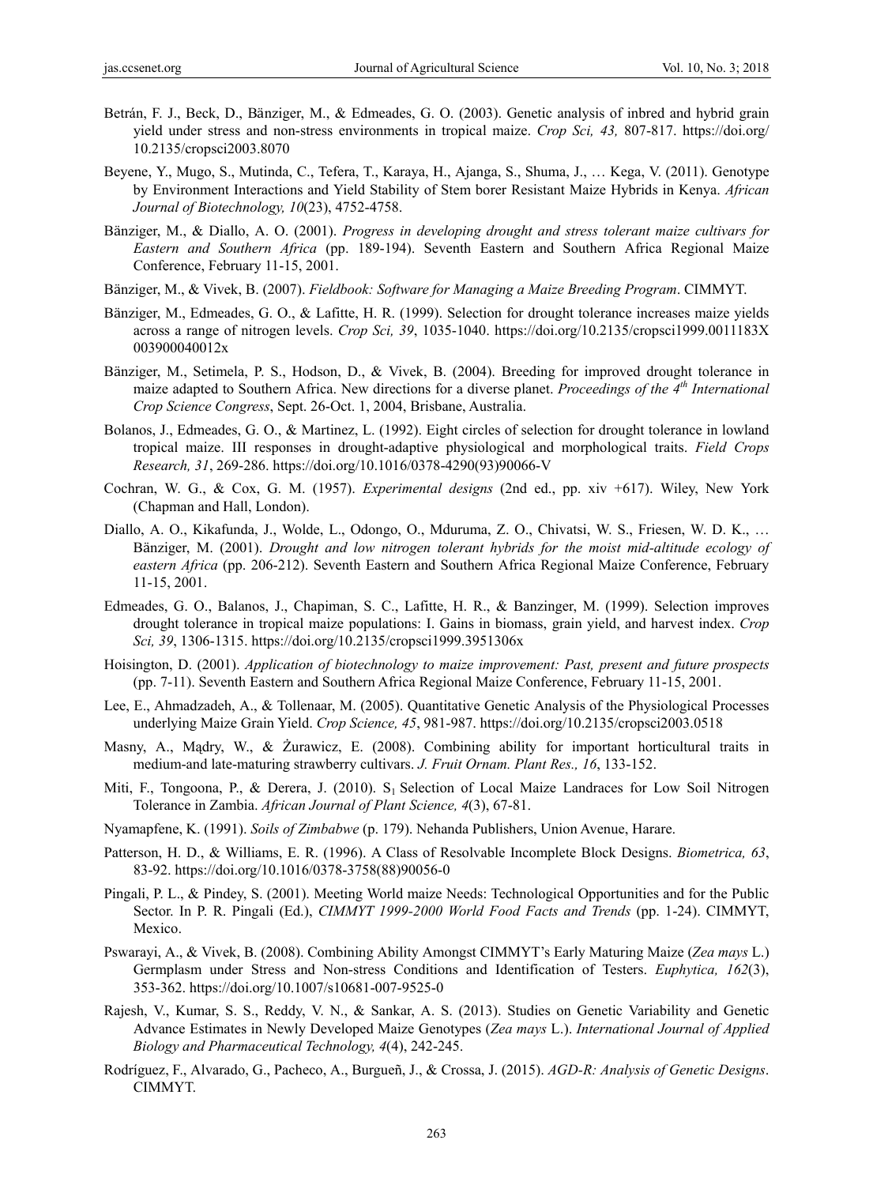Betrán, F. J., Beck, D., Bänziger, M., & Edmeades, G. O. (2003). Genetic analysis of inbred and hybrid grain yield under stress and non-stress environments in tropical maize. *Crop Sci, 43,* 807-817. https://doi.org/10.2135/cropsci2003.8070

Beyene, Y., Mugo, S., Mutinda, C., Tefera, T., Karaya, H., Ajanga, S., Shuma, J., … Kega, V. (2011). Genotype by Environment Interactions and Yield Stability of Stem borer Resistant Maize Hybrids in Kenya. *African Journal of Biotechnology, 10*(23), 4752-4758.

Bänziger, M., & Diallo, A. O. (2001). *Progress in developing drought and stress tolerant maize cultivars for Eastern and Southern Africa* (pp. 189-194). Seventh Eastern and Southern Africa Regional Maize Conference, February 11-15, 2001.

Bänziger, M., & Vivek, B. (2007). *Fieldbook: Software for Managing a Maize Breeding Program*. CIMMYT.

Bänziger, M., Edmeades, G. O., & Lafitte, H. R. (1999). Selection for drought tolerance increases maize yields across a range of nitrogen levels. *Crop Sci, 39*, 1035-1040. https://doi.org/10.2135/cropsci1999.0011183X003900040012x

Bänziger, M., Setimela, P. S., Hodson, D., & Vivek, B. (2004). Breeding for improved drought tolerance in maize adapted to Southern Africa. New directions for a diverse planet. *Proceedings of the 4th International Crop Science Congress*, Sept. 26-Oct. 1, 2004, Brisbane, Australia.

Bolanos, J., Edmeades, G. O., & Martinez, L. (1992). Eight circles of selection for drought tolerance in lowland tropical maize. III responses in drought-adaptive physiological and morphological traits. *Field Crops Research, 31*, 269-286. https://doi.org/10.1016/0378-4290(93)90066-V

Cochran, W. G., & Cox, G. M. (1957). *Experimental designs* (2nd ed., pp. xiv +617). Wiley, New York (Chapman and Hall, London).

Diallo, A. O., Kikafunda, J., Wolde, L., Odongo, O., Mduruma, Z. O., Chivatsi, W. S., Friesen, W. D. K., … Bänziger, M. (2001). *Drought and low nitrogen tolerant hybrids for the moist mid-altitude ecology of eastern Africa* (pp. 206-212). Seventh Eastern and Southern Africa Regional Maize Conference, February 11-15, 2001.

Edmeades, G. O., Balanos, J., Chapiman, S. C., Lafitte, H. R., & Banzinger, M. (1999). Selection improves drought tolerance in tropical maize populations: I. Gains in biomass, grain yield, and harvest index. *Crop Sci, 39*, 1306-1315. https://doi.org/10.2135/cropsci1999.3951306x

Hoisington, D. (2001). *Application of biotechnology to maize improvement: Past, present and future prospects* (pp. 7-11). Seventh Eastern and Southern Africa Regional Maize Conference, February 11-15, 2001.

Lee, E., Ahmadzadeh, A., & Tollenaar, M. (2005). Quantitative Genetic Analysis of the Physiological Processes underlying Maize Grain Yield. *Crop Science, 45*, 981-987. https://doi.org/10.2135/cropsci2003.0518

Masny, A., Mądry, W., & Żurawicz, E. (2008). Combining ability for important horticultural traits in medium-and late-maturing strawberry cultivars. *J. Fruit Ornam. Plant Res., 16*, 133-152.

Miti, F., Tongoona, P., & Derera, J. (2010). $S_1$ Selection of Local Maize Landraces for Low Soil Nitrogen Tolerance in Zambia. *African Journal of Plant Science, 4*(3), 67-81.

Nyamapfene, K. (1991). *Soils of Zimbabwe* (p. 179). Nehanda Publishers, Union Avenue, Harare.

Patterson, H. D., & Williams, E. R. (1996). A Class of Resolvable Incomplete Block Designs. *Biometrica, 63*, 83-92. https://doi.org/10.1016/0378-3758(88)90056-0

Pingali, P. L., & Pindey, S. (2001). Meeting World maize Needs: Technological Opportunities and for the Public Sector. In P. R. Pingali (Ed.), *CIMMYT 1999-2000 World Food Facts and Trends* (pp. 1-24). CIMMYT, Mexico.

Pswarayi, A., & Vivek, B. (2008). Combining Ability Amongst CIMMYT's Early Maturing Maize (*Zea mays* L.) Germplasm under Stress and Non-stress Conditions and Identification of Testers. *Euphytica, 162*(3), 353-362. https://doi.org/10.1007/s10681-007-9525-0

Rajesh, V., Kumar, S. S., Reddy, V. N., & Sankar, A. S. (2013). Studies on Genetic Variability and Genetic Advance Estimates in Newly Developed Maize Genotypes (*Zea mays* L.). *International Journal of Applied Biology and Pharmaceutical Technology, 4*(4), 242-245.

Rodríguez, F., Alvarado, G., Pacheco, A., Burgueñ, J., & Crossa, J. (2015). *AGD-R: Analysis of Genetic Designs*. CIMMYT.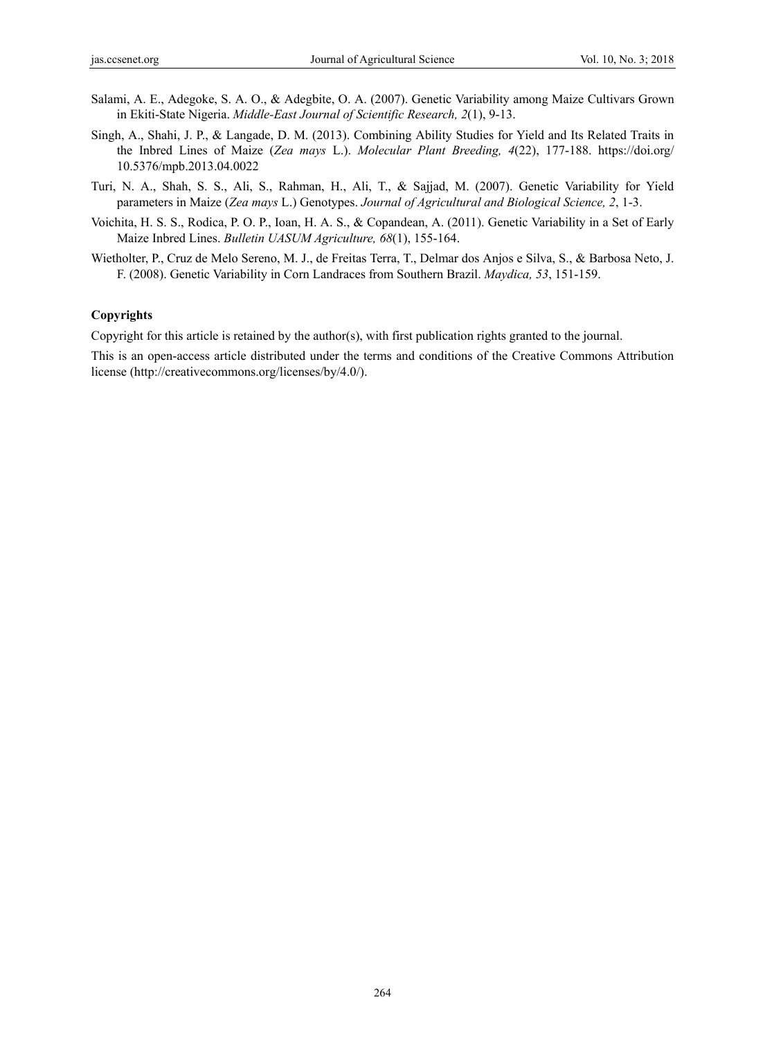Salami, A. E., Adegoke, S. A. O., & Adegbite, O. A. (2007). Genetic Variability among Maize Cultivars Grown in Ekiti-State Nigeria. *Middle-East Journal of Scientific Research, 2*(1), 9-13.

Singh, A., Shahi, J. P., & Langade, D. M. (2013). Combining Ability Studies for Yield and Its Related Traits in the Inbred Lines of Maize (*Zea mays* L.). *Molecular Plant Breeding, 4*(22), 177-188. https://doi.org/10.5376/mpb.2013.04.0022

Turi, N. A., Shah, S. S., Ali, S., Rahman, H., Ali, T., & Sajjad, M. (2007). Genetic Variability for Yield parameters in Maize (*Zea mays* L.) Genotypes. *Journal of Agricultural and Biological Science, 2*, 1-3.

Voichita, H. S. S., Rodica, P. O. P., Ioan, H. A. S., & Copandean, A. (2011). Genetic Variability in a Set of Early Maize Inbred Lines. *Bulletin UASUM Agriculture, 68*(1), 155-164.

Wietholter, P., Cruz de Melo Sereno, M. J., de Freitas Terra, T., Delmar dos Anjos e Silva, S., & Barbosa Neto, J. F. (2008). Genetic Variability in Corn Landraces from Southern Brazil. *Maydica, 53*, 151-159.

**Copyrights**

Copyright for this article is retained by the author(s), with first publication rights granted to the journal.

This is an open-access article distributed under the terms and conditions of the Creative Commons Attribution license (http://creativecommons.org/licenses/by/4.0/).